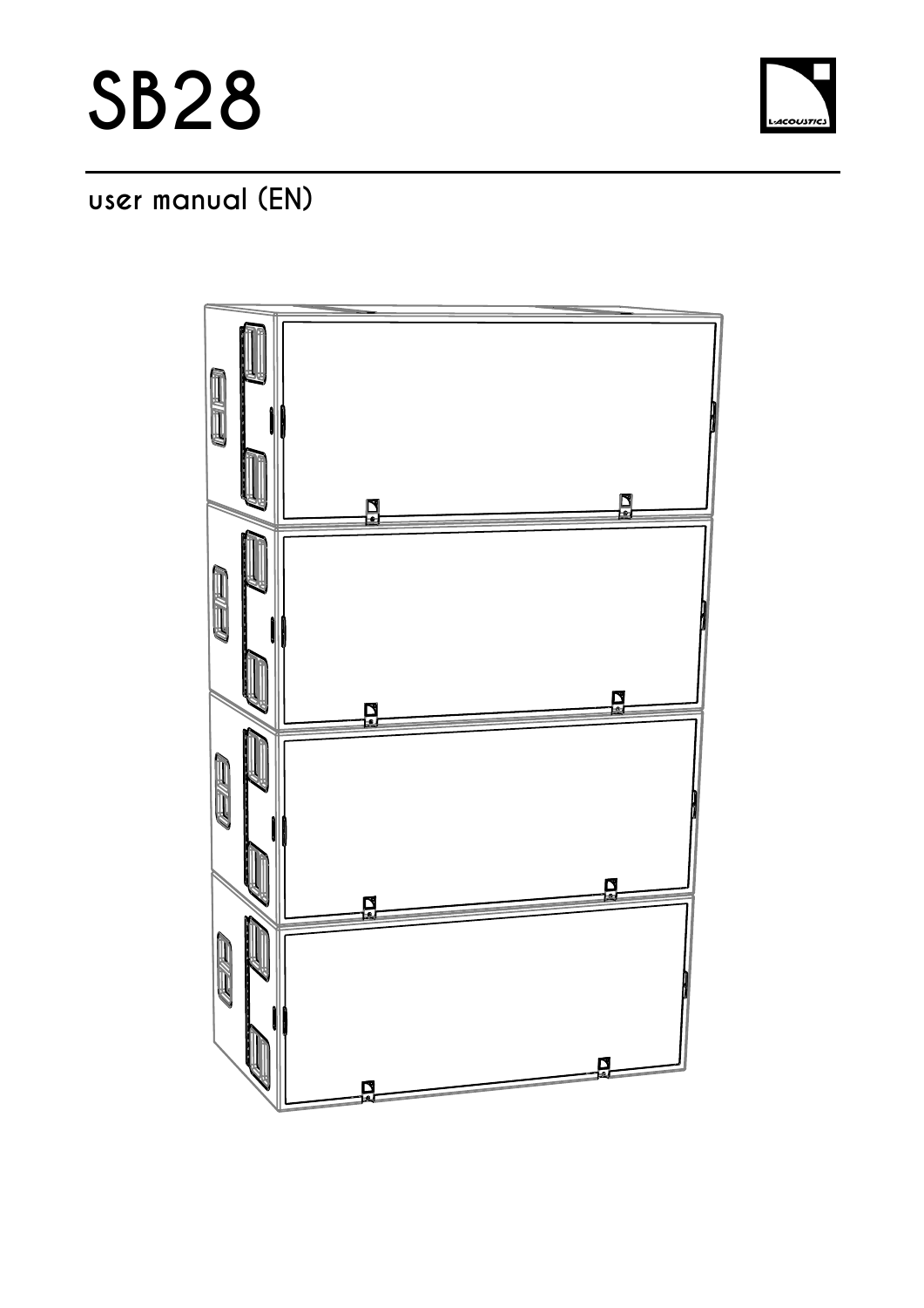# SB28

user manual (EN)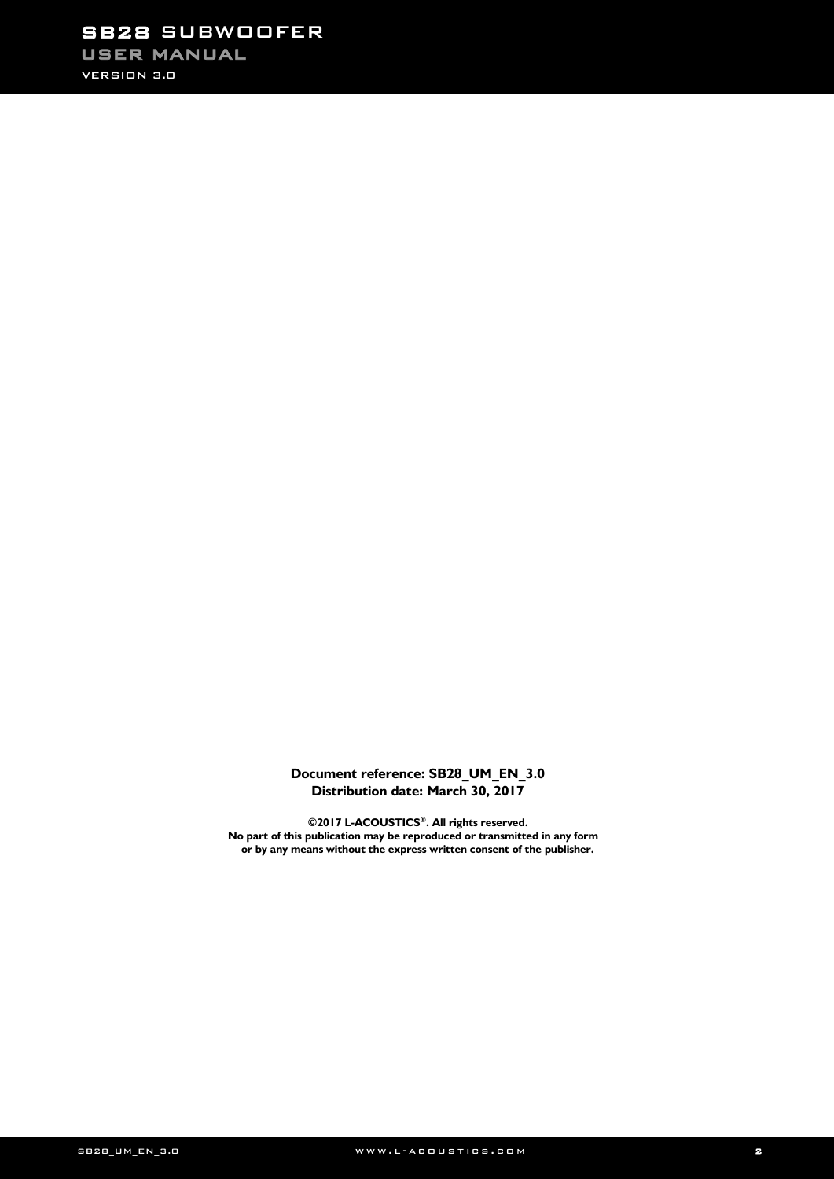**Document reference: SB28_UM_EN_3.0**
**Distribution date: March 30, 2017**

**©2017 L-ACOUSTICS®. All rights reserved.**
**No part of this publication may be reproduced or transmitted in any form or by any means without the express written consent of the publisher.**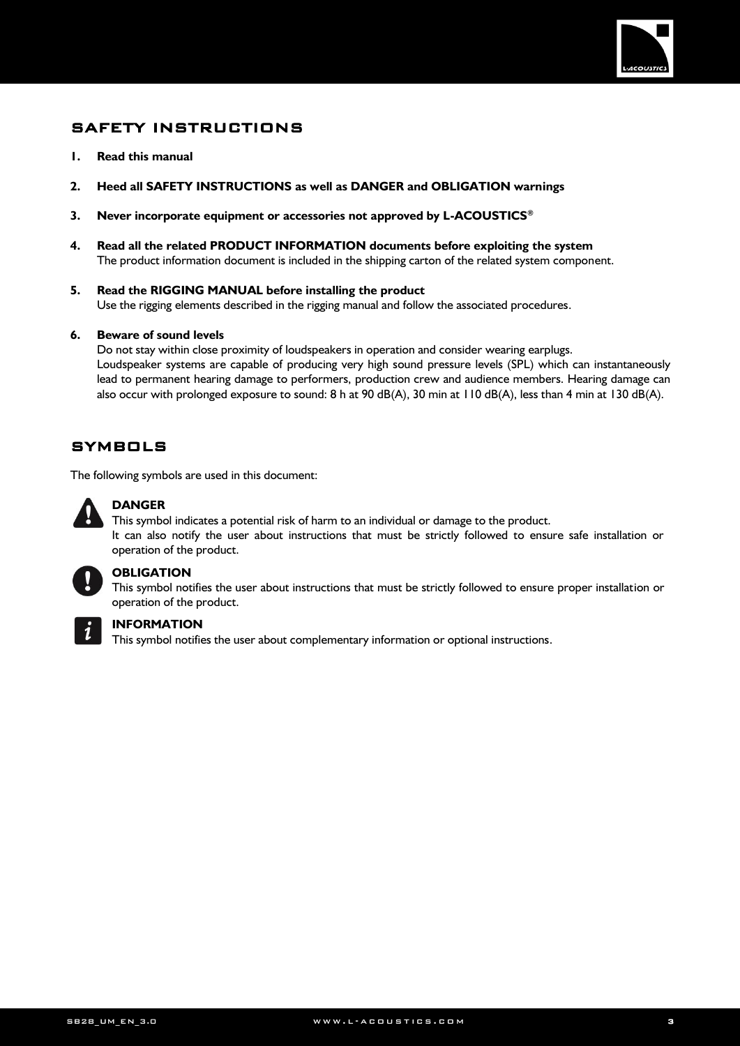## SAFETY INSTRUCTIONS

1. **Read this manual**

2. **Heed all SAFETY INSTRUCTIONS as well as DANGER and OBLIGATION warnings**

3. **Never incorporate equipment or accessories not approved by L-ACOUSTICS®**

4. **Read all the related PRODUCT INFORMATION documents before exploiting the system**
   The product information document is included in the shipping carton of the related system component.

5. **Read the RIGGING MANUAL before installing the product**
   Use the rigging elements described in the rigging manual and follow the associated procedures.

6. **Beware of sound levels**
   Do not stay within close proximity of loudspeakers in operation and consider wearing earplugs.
   Loudspeaker systems are capable of producing very high sound pressure levels (SPL) which can instantaneously lead to permanent hearing damage to performers, production crew and audience members. Hearing damage can also occur with prolonged exposure to sound: 8 h at 90 dB(A), 30 min at 110 dB(A), less than 4 min at 130 dB(A).

## SYMBOLS

The following symbols are used in this document:

**DANGER**
This symbol indicates a potential risk of harm to an individual or damage to the product.
It can also notify the user about instructions that must be strictly followed to ensure safe installation or operation of the product.

**OBLIGATION**
This symbol notifies the user about instructions that must be strictly followed to ensure proper installation or operation of the product.

**INFORMATION**
This symbol notifies the user about complementary information or optional instructions.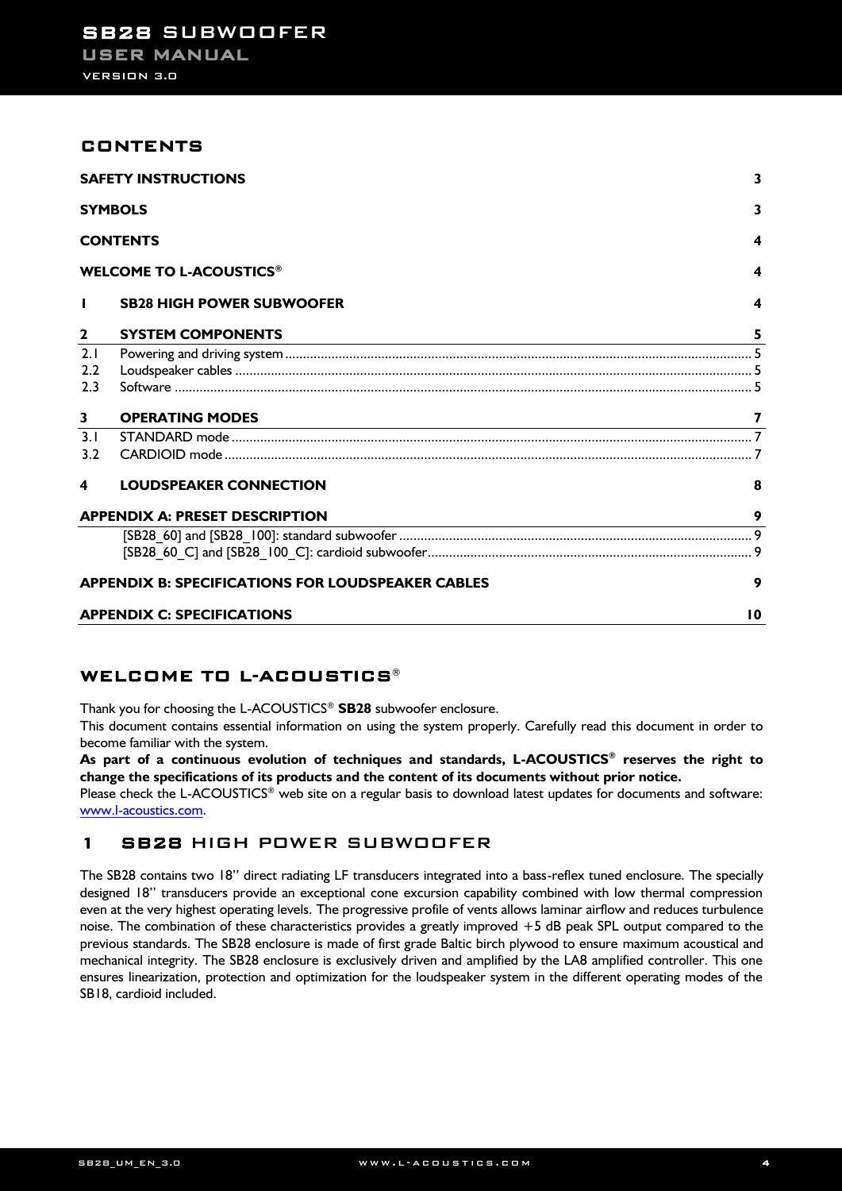## CONTENTS

| | | |
|---|---|---|
| **SAFETY INSTRUCTIONS** | | **3** |
| **SYMBOLS** | | **3** |
| **CONTENTS** | | **4** |
| **WELCOME TO L-ACOUSTICS®** | | **4** |
| **1** | **SB28 HIGH POWER SUBWOOFER** | **4** |
| **2** | **SYSTEM COMPONENTS** | **5** |
| 2.1 | Powering and driving system | 5 |
| 2.2 | Loudspeaker cables | 5 |
| 2.3 | Software | 5 |
| **3** | **OPERATING MODES** | **7** |
| 3.1 | STANDARD mode | 7 |
| 3.2 | CARDIOID mode | 7 |
| **4** | **LOUDSPEAKER CONNECTION** | **8** |
| **APPENDIX A: PRESET DESCRIPTION** | | **9** |
| | [SB28_60] and [SB28_100]: standard subwoofer | 9 |
| | [SB28_60_C] and [SB28_100_C]: cardioid subwoofer | 9 |
| **APPENDIX B: SPECIFICATIONS FOR LOUDSPEAKER CABLES** | | **9** |
| **APPENDIX C: SPECIFICATIONS** | | **10** |

## WELCOME TO L-ACOUSTICS®

Thank you for choosing the L-ACOUSTICS® **SB28** subwoofer enclosure.
This document contains essential information on using the system properly. Carefully read this document in order to become familiar with the system.
**As part of a continuous evolution of techniques and standards, L-ACOUSTICS® reserves the right to change the specifications of its products and the content of its documents without prior notice.**
Please check the L-ACOUSTICS® web site on a regular basis to download latest updates for documents and software: www.l-acoustics.com.

## 1 SB28 HIGH POWER SUBWOOFER

The SB28 contains two 18'' direct radiating LF transducers integrated into a bass-reflex tuned enclosure. The specially designed 18'' transducers provide an exceptional cone excursion capability combined with low thermal compression even at the very highest operating levels. The progressive profile of vents allows laminar airflow and reduces turbulence noise. The combination of these characteristics provides a greatly improved +5 dB peak SPL output compared to the previous standards. The SB28 enclosure is made of first grade Baltic birch plywood to ensure maximum acoustical and mechanical integrity. The SB28 enclosure is exclusively driven and amplified by the LA8 amplified controller. This one ensures linearization, protection and optimization for the loudspeaker system in the different operating modes of the SB18, cardioid included.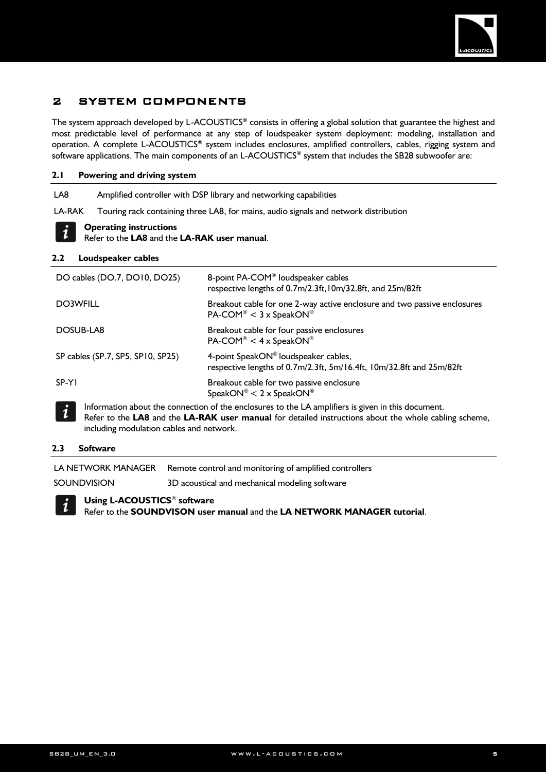# 2 SYSTEM COMPONENTS

The system approach developed by L-ACOUSTICS® consists in offering a global solution that guarantee the highest and most predictable level of performance at any step of loudspeaker system deployment: modeling, installation and operation. A complete L-ACOUSTICS® system includes enclosures, amplified controllers, cables, rigging system and software applications. The main components of an L-ACOUSTICS® system that includes the SB28 subwoofer are:

## 2.1 Powering and driving system

| | |
|---|---|
| LA8 | Amplified controller with DSP library and networking capabilities |
| LA-RAK | Touring rack containing three LA8, for mains, audio signals and network distribution |

**Operating instructions**
Refer to the **LA8** and the **LA-RAK user manual**.

## 2.2 Loudspeaker cables

| | |
|---|---|
| DO cables (DO.7, DO10, DO25) | 8-point PA-COM® loudspeaker cables<br>respective lengths of 0.7m/2.3ft,10m/32.8ft, and 25m/82ft |
| DO3WFILL | Breakout cable for one 2-way active enclosure and two passive enclosures<br>PA-COM® < 3 x SpeakON® |
| DOSUB-LA8 | Breakout cable for four passive enclosures<br>PA-COM® < 4 x SpeakON® |
| SP cables (SP.7, SP5, SP10, SP25) | 4-point SpeakON® loudspeaker cables,<br>respective lengths of 0.7m/2.3ft, 5m/16.4ft, 10m/32.8ft and 25m/82ft |
| SP-Y1 | Breakout cable for two passive enclosure<br>SpeakON® < 2 x SpeakON® |

Information about the connection of the enclosures to the LA amplifiers is given in this document.
Refer to the **LA8** and the **LA-RAK user manual** for detailed instructions about the whole cabling scheme, including modulation cables and network.

## 2.3 Software

| | |
|---|---|
| LA NETWORK MANAGER | Remote control and monitoring of amplified controllers |
| SOUNDVISION | 3D acoustical and mechanical modeling software |

**Using L-ACOUSTICS® software**
Refer to the **SOUNDVISON user manual** and the **LA NETWORK MANAGER tutorial**.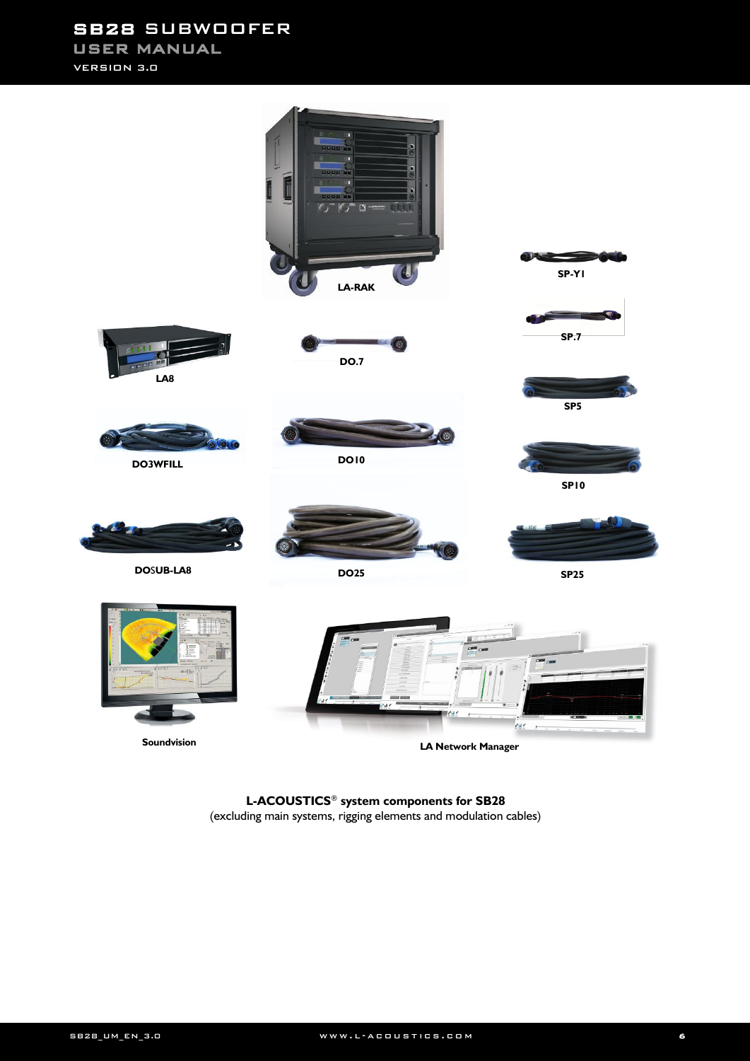LA-RAK

SP-Y1

SP.7

LA8

DO.7

SP5

DO3WFILL

DO10

SP10

DOSUB-LA8

DO25

SP25

Soundvision

LA Network Manager

**L-ACOUSTICS® system components for SB28**
(excluding main systems, rigging elements and modulation cables)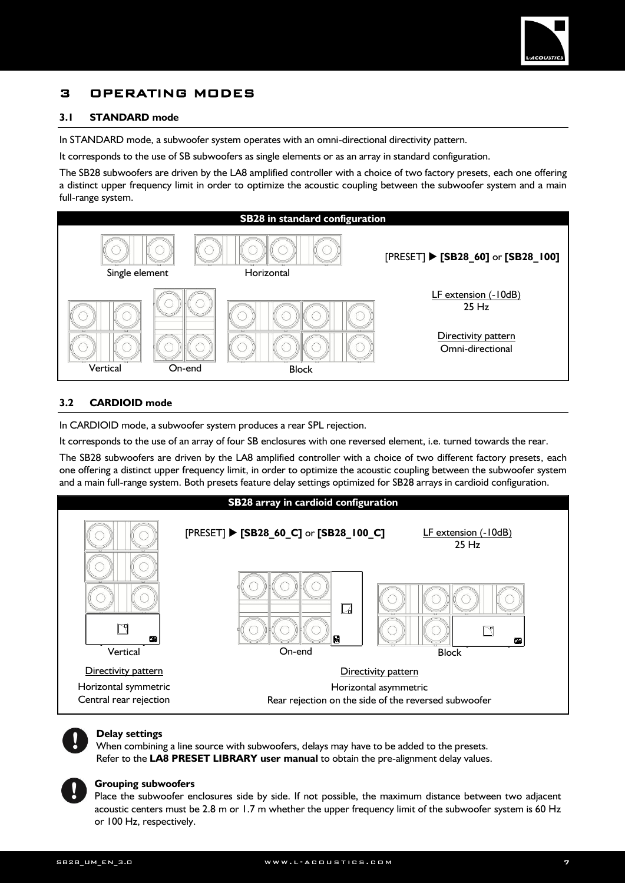# 3 OPERATING MODES

## 3.1 STANDARD mode

In STANDARD mode, a subwoofer system operates with an omni-directional directivity pattern.

It corresponds to the use of SB subwoofers as single elements or as an array in standard configuration.

The SB28 subwoofers are driven by the LA8 amplified controller with a choice of two factory presets, each one offering a distinct upper frequency limit in order to optimize the acoustic coupling between the subwoofer system and a main full-range system.

**SB28 in standard configuration**

Single element — Horizontal — Vertical — On-end — Block

[PRESET] ▶ **[SB28_60]** or **[SB28_100]**

LF extension (-10dB)
25 Hz

Directivity pattern
Omni-directional

## 3.2 CARDIOID mode

In CARDIOID mode, a subwoofer system produces a rear SPL rejection.

It corresponds to the use of an array of four SB enclosures with one reversed element, i.e. turned towards the rear.

The SB28 subwoofers are driven by the LA8 amplified controller with a choice of two different factory presets, each one offering a distinct upper frequency limit, in order to optimize the acoustic coupling between the subwoofer system and a main full-range system. Both presets feature delay settings optimized for SB28 arrays in cardioid configuration.

**SB28 array in cardioid configuration**

[PRESET] ▶ **[SB28_60_C]** or **[SB28_100_C]**

LF extension (-10dB)
25 Hz

Vertical

Directivity pattern
Horizontal symmetric
Central rear rejection

On-end — Block

Directivity pattern
Horizontal asymmetric
Rear rejection on the side of the reversed subwoofer

**Delay settings**
When combining a line source with subwoofers, delays may have to be added to the presets.
Refer to the **LA8 PRESET LIBRARY user manual** to obtain the pre-alignment delay values.

**Grouping subwoofers**
Place the subwoofer enclosures side by side. If not possible, the maximum distance between two adjacent acoustic centers must be 2.8 m or 1.7 m whether the upper frequency limit of the subwoofer system is 60 Hz or 100 Hz, respectively.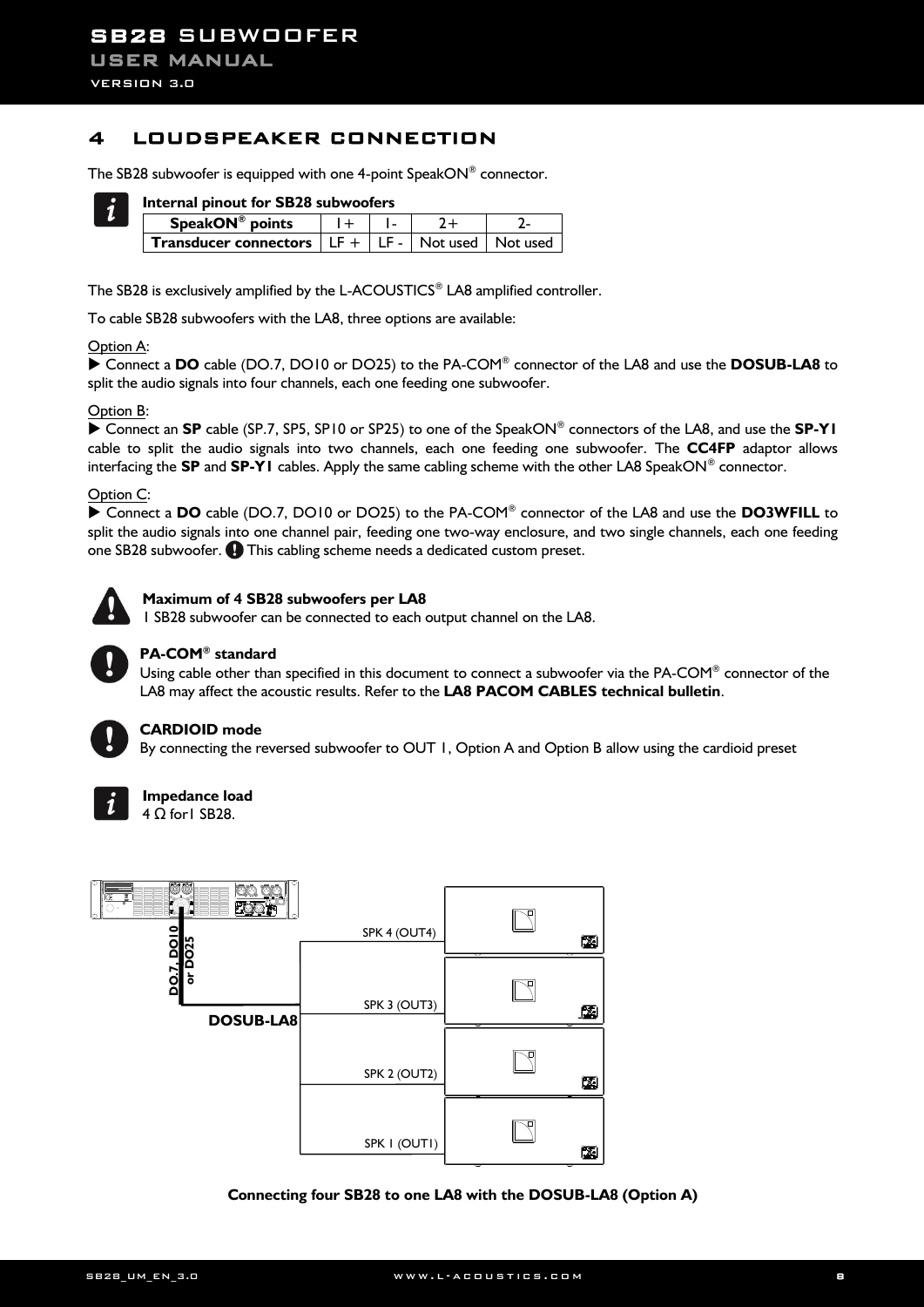# 4 LOUDSPEAKER CONNECTION

The SB28 subwoofer is equipped with one 4-point SpeakON® connector.

**Internal pinout for SB28 subwoofers**

| SpeakON® points | 1+ | 1- | 2+ | 2- |
|---|---|---|---|---|
| Transducer connectors | LF + | LF - | Not used | Not used |

The SB28 is exclusively amplified by the L-ACOUSTICS® LA8 amplified controller.

To cable SB28 subwoofers with the LA8, three options are available:

Option A:
▶ Connect a **DO** cable (DO.7, DO10 or DO25) to the PA-COM® connector of the LA8 and use the **DOSUB-LA8** to split the audio signals into four channels, each one feeding one subwoofer.

Option B:
▶ Connect an **SP** cable (SP.7, SP5, SP10 or SP25) to one of the SpeakON® connectors of the LA8, and use the **SP-Y1** cable to split the audio signals into two channels, each one feeding one subwoofer. The **CC4FP** adaptor allows interfacing the **SP** and **SP-Y1** cables. Apply the same cabling scheme with the other LA8 SpeakON® connector.

Option C:
▶ Connect a **DO** cable (DO.7, DO10 or DO25) to the PA-COM® connector of the LA8 and use the **DO3WFILL** to split the audio signals into one channel pair, feeding one two-way enclosure, and two single channels, each one feeding one SB28 subwoofer. This cabling scheme needs a dedicated custom preset.

**Maximum of 4 SB28 subwoofers per LA8**
1 SB28 subwoofer can be connected to each output channel on the LA8.

**PA-COM® standard**
Using cable other than specified in this document to connect a subwoofer via the PA-COM® connector of the LA8 may affect the acoustic results. Refer to the **LA8 PACOM CABLES technical bulletin**.

**CARDIOID mode**
By connecting the reversed subwoofer to OUT 1, Option A and Option B allow using the cardioid preset

**Impedance load**
4 Ω for1 SB28.

DO.7, DO10 or DO25

DOSUB-LA8

SPK 4 (OUT4)

SPK 3 (OUT3)

SPK 2 (OUT2)

SPK 1 (OUT1)

**Connecting four SB28 to one LA8 with the DOSUB-LA8 (Option A)**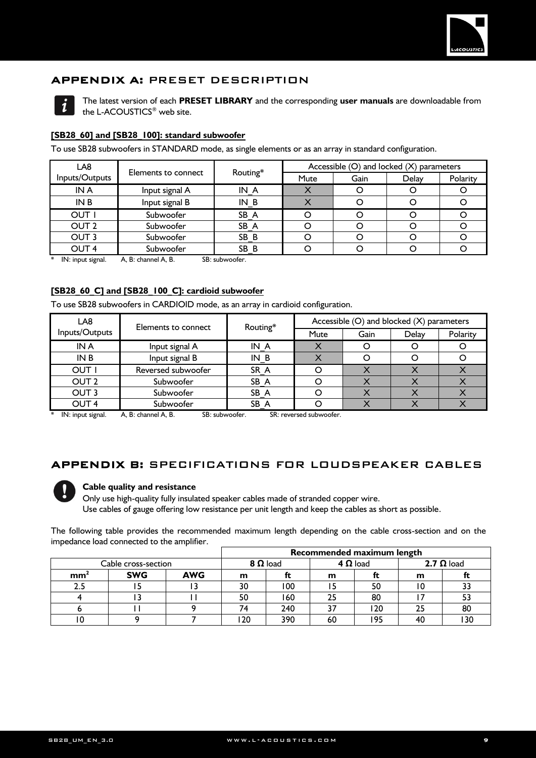## APPENDIX A: PRESET DESCRIPTION

The latest version of each **PRESET LIBRARY** and the corresponding **user manuals** are downloadable from the L-ACOUSTICS® web site.

### [SB28_60] and [SB28_100]: standard subwoofer

To use SB28 subwoofers in STANDARD mode, as single elements or as an array in standard configuration.

| LA8 Inputs/Outputs | Elements to connect | Routing* | Accessible (O) and locked (X) parameters | | | |
|---|---|---|---|---|---|---|
| | | | Mute | Gain | Delay | Polarity |
| IN A | Input signal A | IN_A | X | O | O | O |
| IN B | Input signal B | IN_B | X | O | O | O |
| OUT 1 | Subwoofer | SB_A | O | O | O | O |
| OUT 2 | Subwoofer | SB_A | O | O | O | O |
| OUT 3 | Subwoofer | SB_B | O | O | O | O |
| OUT 4 | Subwoofer | SB_B | O | O | O | O |

* IN: input signal. A, B: channel A, B. SB: subwoofer.

### [SB28_60_C] and [SB28_100_C]: cardioid subwoofer

To use SB28 subwoofers in CARDIOID mode, as an array in cardioid configuration.

| LA8 Inputs/Outputs | Elements to connect | Routing* | Accessible (O) and blocked (X) parameters | | | |
|---|---|---|---|---|---|---|
| | | | Mute | Gain | Delay | Polarity |
| IN A | Input signal A | IN_A | X | O | O | O |
| IN B | Input signal B | IN_B | X | O | O | O |
| OUT 1 | Reversed subwoofer | SR_A | O | X | X | X |
| OUT 2 | Subwoofer | SB_A | O | X | X | X |
| OUT 3 | Subwoofer | SB_A | O | X | X | X |
| OUT 4 | Subwoofer | SB_A | O | X | X | X |

* IN: input signal. A, B: channel A, B. SB: subwoofer. SR: reversed subwoofer.

## APPENDIX B: SPECIFICATIONS FOR LOUDSPEAKER CABLES

**Cable quality and resistance**

Only use high-quality fully insulated speaker cables made of stranded copper wire.
Use cables of gauge offering low resistance per unit length and keep the cables as short as possible.

The following table provides the recommended maximum length depending on the cable cross-section and on the impedance load connected to the amplifier.

| Cable cross-section | | | Recommended maximum length | | | | | |
|---|---|---|---|---|---|---|---|---|
| | | | **8 Ω** load | | **4 Ω** load | | **2.7 Ω** load | |
| **mm²** | **SWG** | **AWG** | **m** | **ft** | **m** | **ft** | **m** | **ft** |
| 2.5 | 15 | 13 | 30 | 100 | 15 | 50 | 10 | 33 |
| 4 | 13 | 11 | 50 | 160 | 25 | 80 | 17 | 53 |
| 6 | 11 | 9 | 74 | 240 | 37 | 120 | 25 | 80 |
| 10 | 9 | 7 | 120 | 390 | 60 | 195 | 40 | 130 |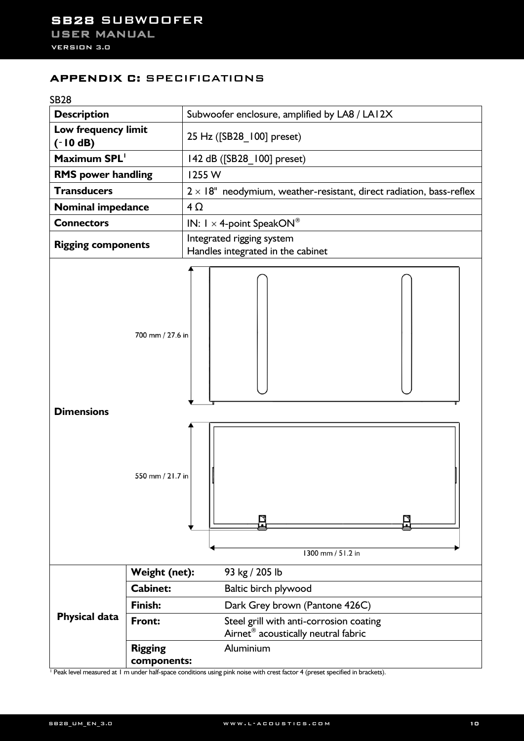## APPENDIX C: SPECIFICATIONS

SB28

| | |
|---|---|
| **Description** | Subwoofer enclosure, amplified by LA8 / LA12X |
| **Low frequency limit (-10 dB)** | 25 Hz ([SB28_100] preset) |
| **Maximum SPL**[1] | 142 dB ([SB28_100] preset) |
| **RMS power handling** | 1255 W |
| **Transducers** | 2 × 18" neodymium, weather-resistant, direct radiation, bass-reflex |
| **Nominal impedance** | 4 Ω |
| **Connectors** | IN: 1 × 4-point SpeakON® |
| **Rigging components** | Integrated rigging system<br>Handles integrated in the cabinet |
| **Dimensions** | 700 mm / 27.6 in<br>550 mm / 21.7 in<br>1300 mm / 51.2 in |

| **Physical data** | | |
|---|---|---|
| | **Weight (net):** | 93 kg / 205 lb |
| | **Cabinet:** | Baltic birch plywood |
| | **Finish:** | Dark Grey brown (Pantone 426C) |
| | **Front:** | Steel grill with anti-corrosion coating<br>Airnet® acoustically neutral fabric |
| | **Rigging components:** | Aluminium |

[1] Peak level measured at 1 m under half-space conditions using pink noise with crest factor 4 (preset specified in brackets).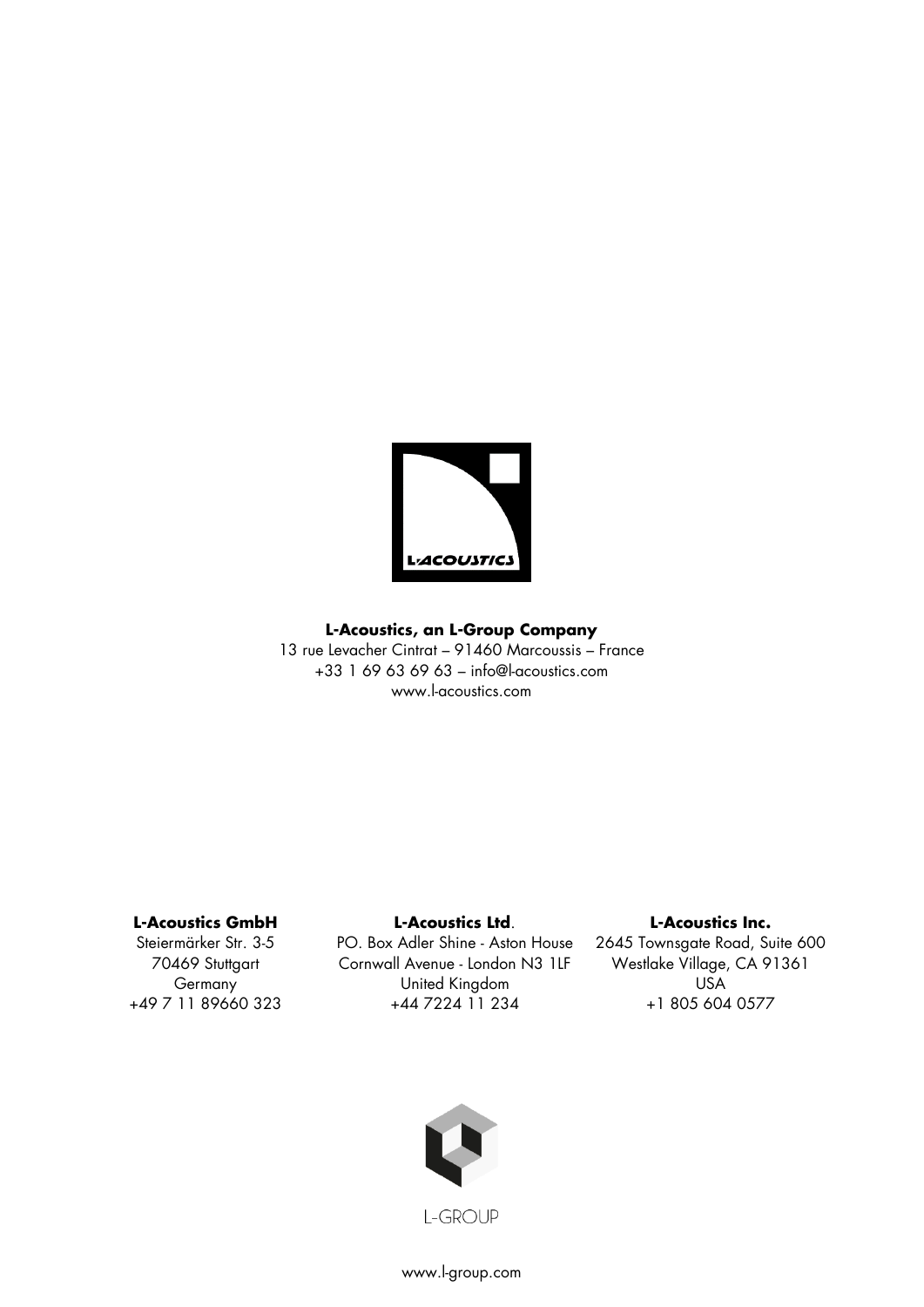**L-Acoustics, an L-Group Company**
13 rue Levacher Cintrat – 91460 Marcoussis – France
+33 1 69 63 69 63 – info@l-acoustics.com
www.l-acoustics.com

**L-Acoustics GmbH**
Steiermärker Str. 3-5
70469 Stuttgart
Germany
+49 7 11 89660 323

**L-Acoustics Ltd**.
PO. Box Adler Shine - Aston House
Cornwall Avenue - London N3 1LF
United Kingdom
+44 7224 11 234

**L-Acoustics Inc.**
2645 Townsgate Road, Suite 600
Westlake Village, CA 91361
USA
+1 805 604 0577

L-GROUP

www.l-group.com